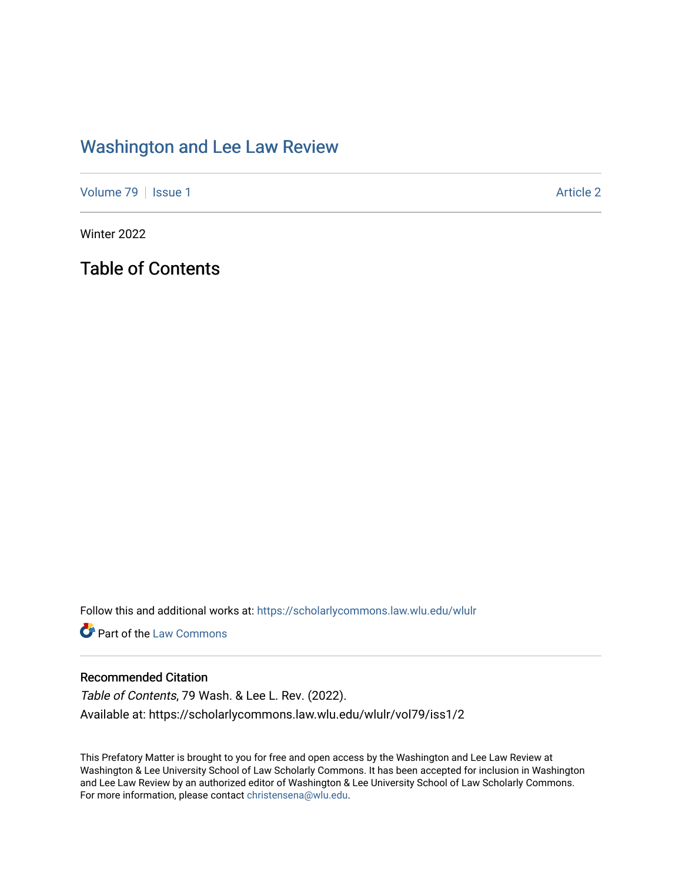# Washington and Lee Law Review

Volume 79 | Issue 1 | Article 2

Winter 2022

## Table of Contents

Follow this and additional works at: https://scholarlycommons.law.wlu.edu/wlulr

Part of the Law Commons

### Recommended Citation

*Table of Contents*, 79 Wash. & Lee L. Rev. (2022).
Available at: https://scholarlycommons.law.wlu.edu/wlulr/vol79/iss1/2

This Prefatory Matter is brought to you for free and open access by the Washington and Lee Law Review at Washington & Lee University School of Law Scholarly Commons. It has been accepted for inclusion in Washington and Lee Law Review by an authorized editor of Washington & Lee University School of Law Scholarly Commons. For more information, please contact christensena@wlu.edu.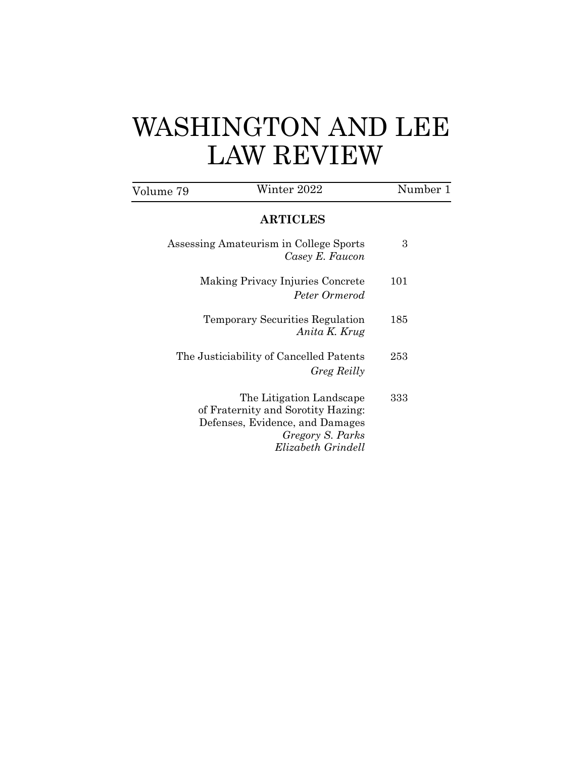# WASHINGTON AND LEE LAW REVIEW

| Volume 79 | Winter 2022 | Number 1 |
|---|---|---|

## ARTICLES

| | |
|---|---|
| Assessing Amateurism in College Sports<br>*Casey E. Faucon* | 3 |
| Making Privacy Injuries Concrete<br>*Peter Ormerod* | 101 |
| Temporary Securities Regulation<br>*Anita K. Krug* | 185 |
| The Justiciability of Cancelled Patents<br>*Greg Reilly* | 253 |
| The Litigation Landscape of Fraternity and Sorotity Hazing: Defenses, Evidence, and Damages<br>*Gregory S. Parks*<br>*Elizabeth Grindell* | 333 |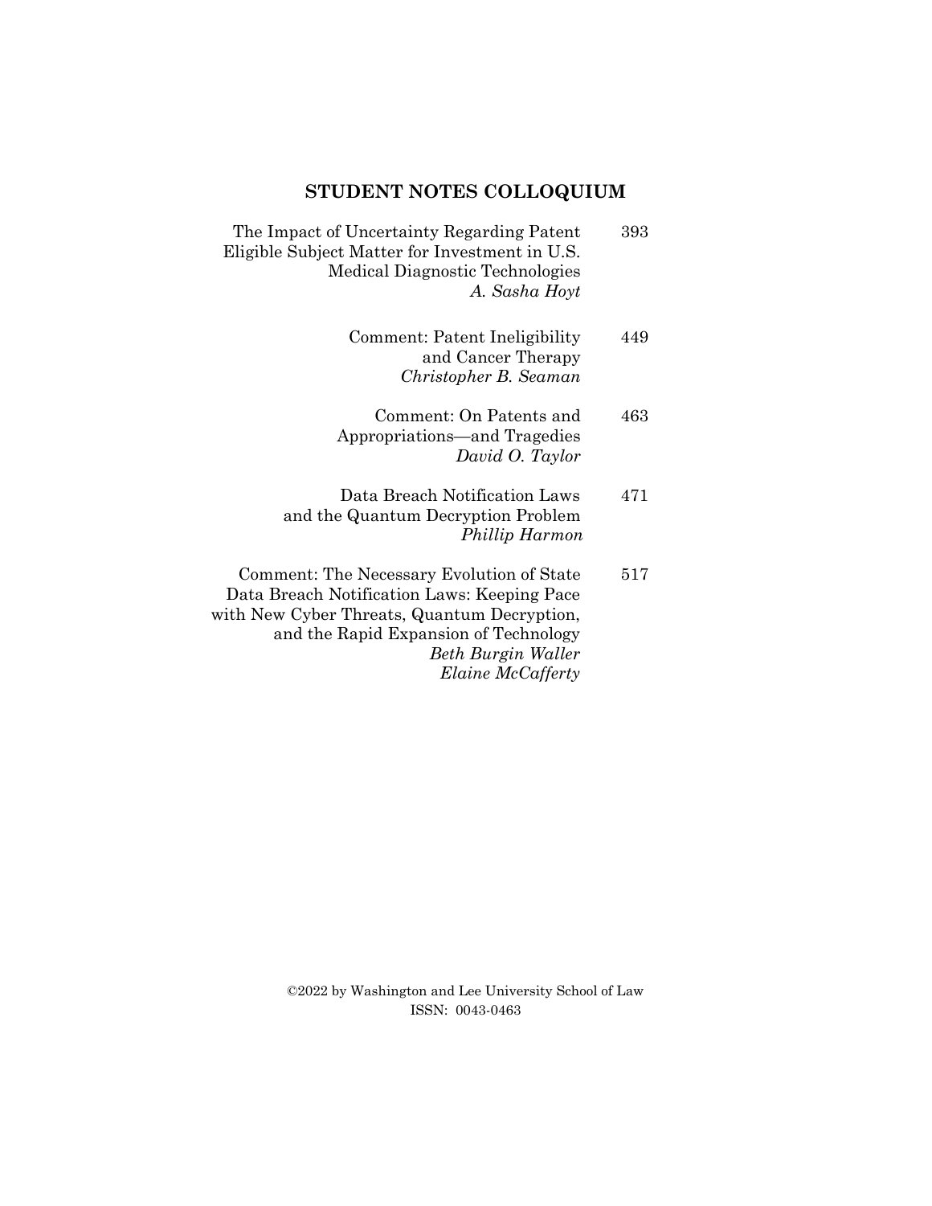## STUDENT NOTES COLLOQUIUM

| | |
|---|---|
| The Impact of Uncertainty Regarding Patent Eligible Subject Matter for Investment in U.S. Medical Diagnostic Technologies *A. Sasha Hoyt* | 393 |
| Comment: Patent Ineligibility and Cancer Therapy *Christopher B. Seaman* | 449 |
| Comment: On Patents and Appropriations—and Tragedies *David O. Taylor* | 463 |
| Data Breach Notification Laws and the Quantum Decryption Problem *Phillip Harmon* | 471 |
| Comment: The Necessary Evolution of State Data Breach Notification Laws: Keeping Pace with New Cyber Threats, Quantum Decryption, and the Rapid Expansion of Technology *Beth Burgin Waller* *Elaine McCafferty* | 517 |

©2022 by Washington and Lee University School of Law
ISSN: 0043-0463